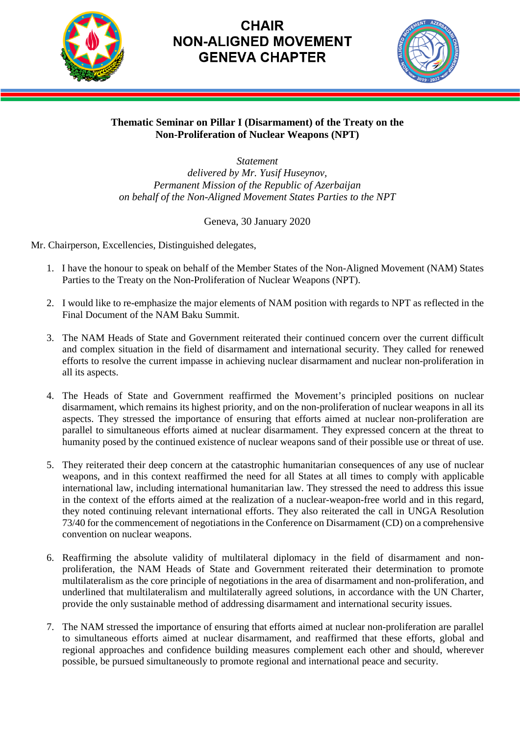# CHAIR
# NON-ALIGNED MOVEMENT
# GENEVA CHAPTER

**Thematic Seminar on Pillar I (Disarmament) of the Treaty on the Non-Proliferation of Nuclear Weapons (NPT)**

*Statement*
*delivered by Mr. Yusif Huseynov,*
*Permanent Mission of the Republic of Azerbaijan*
*on behalf of the Non-Aligned Movement States Parties to the NPT*

Geneva, 30 January 2020

Mr. Chairperson, Excellencies, Distinguished delegates,

1. I have the honour to speak on behalf of the Member States of the Non-Aligned Movement (NAM) States Parties to the Treaty on the Non-Proliferation of Nuclear Weapons (NPT).

2. I would like to re-emphasize the major elements of NAM position with regards to NPT as reflected in the Final Document of the NAM Baku Summit.

3. The NAM Heads of State and Government reiterated their continued concern over the current difficult and complex situation in the field of disarmament and international security. They called for renewed efforts to resolve the current impasse in achieving nuclear disarmament and nuclear non-proliferation in all its aspects.

4. The Heads of State and Government reaffirmed the Movement's principled positions on nuclear disarmament, which remains its highest priority, and on the non-proliferation of nuclear weapons in all its aspects. They stressed the importance of ensuring that efforts aimed at nuclear non-proliferation are parallel to simultaneous efforts aimed at nuclear disarmament. They expressed concern at the threat to humanity posed by the continued existence of nuclear weapons sand of their possible use or threat of use.

5. They reiterated their deep concern at the catastrophic humanitarian consequences of any use of nuclear weapons, and in this context reaffirmed the need for all States at all times to comply with applicable international law, including international humanitarian law. They stressed the need to address this issue in the context of the efforts aimed at the realization of a nuclear-weapon-free world and in this regard, they noted continuing relevant international efforts. They also reiterated the call in UNGA Resolution 73/40 for the commencement of negotiations in the Conference on Disarmament (CD) on a comprehensive convention on nuclear weapons.

6. Reaffirming the absolute validity of multilateral diplomacy in the field of disarmament and non-proliferation, the NAM Heads of State and Government reiterated their determination to promote multilateralism as the core principle of negotiations in the area of disarmament and non-proliferation, and underlined that multilateralism and multilaterally agreed solutions, in accordance with the UN Charter, provide the only sustainable method of addressing disarmament and international security issues.

7. The NAM stressed the importance of ensuring that efforts aimed at nuclear non-proliferation are parallel to simultaneous efforts aimed at nuclear disarmament, and reaffirmed that these efforts, global and regional approaches and confidence building measures complement each other and should, wherever possible, be pursued simultaneously to promote regional and international peace and security.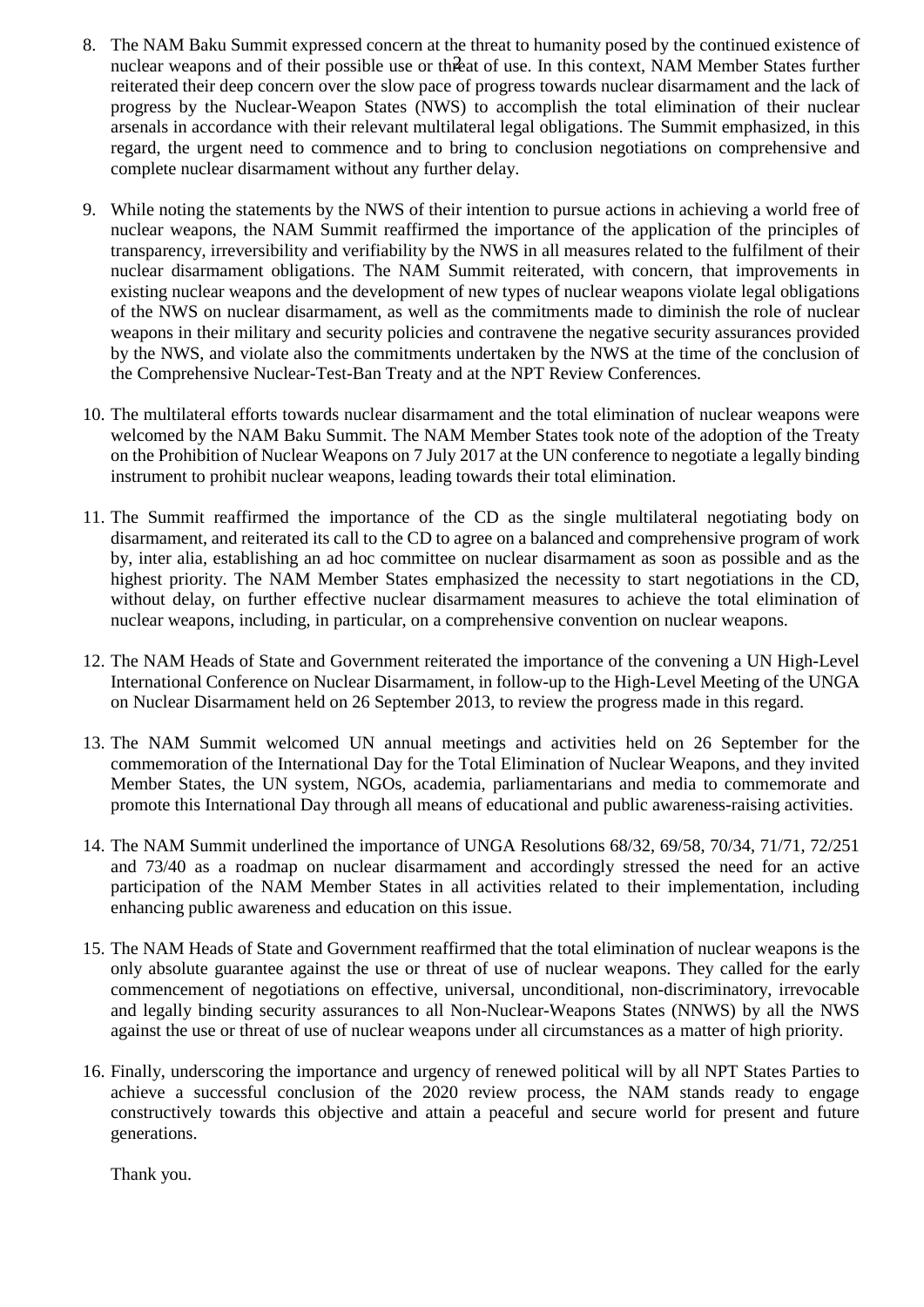8. The NAM Baku Summit expressed concern at the threat to humanity posed by the continued existence of nuclear weapons and of their possible use or threat of use. In this context, NAM Member States further reiterated their deep concern over the slow pace of progress towards nuclear disarmament and the lack of progress by the Nuclear-Weapon States (NWS) to accomplish the total elimination of their nuclear arsenals in accordance with their relevant multilateral legal obligations. The Summit emphasized, in this regard, the urgent need to commence and to bring to conclusion negotiations on comprehensive and complete nuclear disarmament without any further delay.

9. While noting the statements by the NWS of their intention to pursue actions in achieving a world free of nuclear weapons, the NAM Summit reaffirmed the importance of the application of the principles of transparency, irreversibility and verifiability by the NWS in all measures related to the fulfilment of their nuclear disarmament obligations. The NAM Summit reiterated, with concern, that improvements in existing nuclear weapons and the development of new types of nuclear weapons violate legal obligations of the NWS on nuclear disarmament, as well as the commitments made to diminish the role of nuclear weapons in their military and security policies and contravene the negative security assurances provided by the NWS, and violate also the commitments undertaken by the NWS at the time of the conclusion of the Comprehensive Nuclear-Test-Ban Treaty and at the NPT Review Conferences.

10. The multilateral efforts towards nuclear disarmament and the total elimination of nuclear weapons were welcomed by the NAM Baku Summit. The NAM Member States took note of the adoption of the Treaty on the Prohibition of Nuclear Weapons on 7 July 2017 at the UN conference to negotiate a legally binding instrument to prohibit nuclear weapons, leading towards their total elimination.

11. The Summit reaffirmed the importance of the CD as the single multilateral negotiating body on disarmament, and reiterated its call to the CD to agree on a balanced and comprehensive program of work by, inter alia, establishing an ad hoc committee on nuclear disarmament as soon as possible and as the highest priority. The NAM Member States emphasized the necessity to start negotiations in the CD, without delay, on further effective nuclear disarmament measures to achieve the total elimination of nuclear weapons, including, in particular, on a comprehensive convention on nuclear weapons.

12. The NAM Heads of State and Government reiterated the importance of the convening a UN High-Level International Conference on Nuclear Disarmament, in follow-up to the High-Level Meeting of the UNGA on Nuclear Disarmament held on 26 September 2013, to review the progress made in this regard.

13. The NAM Summit welcomed UN annual meetings and activities held on 26 September for the commemoration of the International Day for the Total Elimination of Nuclear Weapons, and they invited Member States, the UN system, NGOs, academia, parliamentarians and media to commemorate and promote this International Day through all means of educational and public awareness-raising activities.

14. The NAM Summit underlined the importance of UNGA Resolutions 68/32, 69/58, 70/34, 71/71, 72/251 and 73/40 as a roadmap on nuclear disarmament and accordingly stressed the need for an active participation of the NAM Member States in all activities related to their implementation, including enhancing public awareness and education on this issue.

15. The NAM Heads of State and Government reaffirmed that the total elimination of nuclear weapons is the only absolute guarantee against the use or threat of use of nuclear weapons. They called for the early commencement of negotiations on effective, universal, unconditional, non-discriminatory, irrevocable and legally binding security assurances to all Non-Nuclear-Weapons States (NNWS) by all the NWS against the use or threat of use of nuclear weapons under all circumstances as a matter of high priority.

16. Finally, underscoring the importance and urgency of renewed political will by all NPT States Parties to achieve a successful conclusion of the 2020 review process, the NAM stands ready to engage constructively towards this objective and attain a peaceful and secure world for present and future generations.

Thank you.